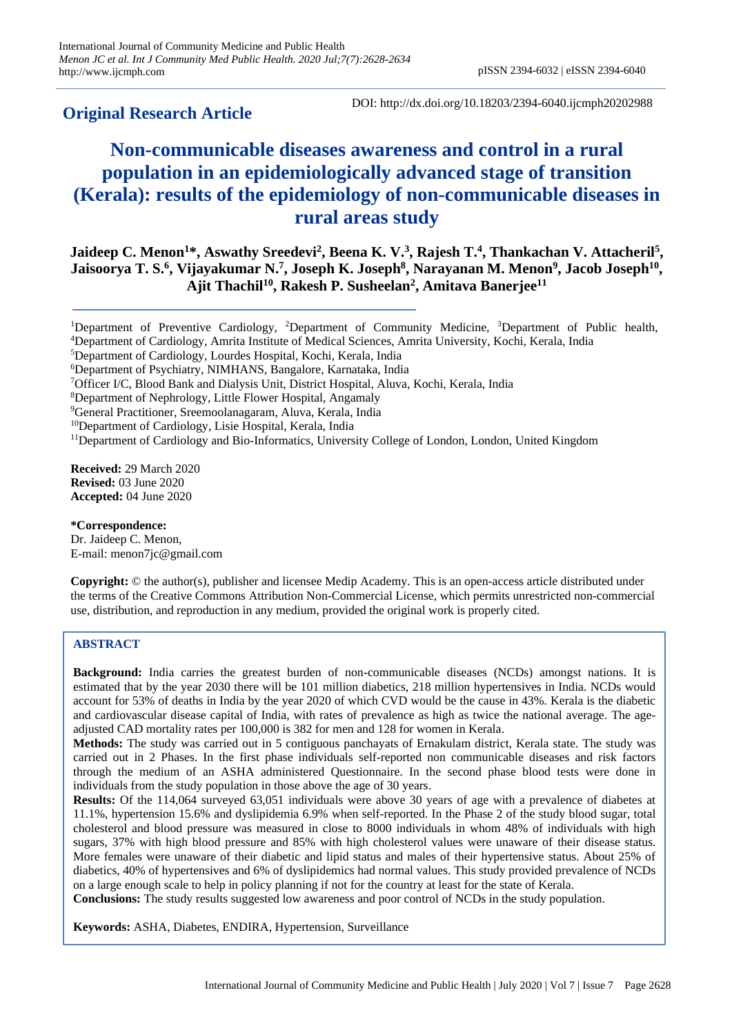**Original Research Article**

DOI: http://dx.doi.org/10.18203/2394-6040.ijcmph20202988

# Non-communicable diseases awareness and control in a rural population in an epidemiologically advanced stage of transition (Kerala): results of the epidemiology of non-communicable diseases in rural areas study

**Jaideep C. Menon[1]\*, Aswathy Sreedevi[2], Beena K. V.[3], Rajesh T.[4], Thankachan V. Attacheril[5], Jaisoorya T. S.[6], Vijayakumar N.[7], Joseph K. Joseph[8], Narayanan M. Menon[9], Jacob Joseph[10], Ajit Thachil[10], Rakesh P. Susheelan[2], Amitava Banerjee[11]**

[1]Department of Preventive Cardiology, [2]Department of Community Medicine, [3]Department of Public health, [4]Department of Cardiology, Amrita Institute of Medical Sciences, Amrita University, Kochi, Kerala, India
[5]Department of Cardiology, Lourdes Hospital, Kochi, Kerala, India
[6]Department of Psychiatry, NIMHANS, Bangalore, Karnataka, India
[7]Officer I/C, Blood Bank and Dialysis Unit, District Hospital, Aluva, Kochi, Kerala, India
[8]Department of Nephrology, Little Flower Hospital, Angamaly
[9]General Practitioner, Sreemoolanagaram, Aluva, Kerala, India
[10]Department of Cardiology, Lisie Hospital, Kerala, India
[11]Department of Cardiology and Bio-Informatics, University College of London, London, United Kingdom

**Received:** 29 March 2020
**Revised:** 03 June 2020
**Accepted:** 04 June 2020

**\*Correspondence:**
Dr. Jaideep C. Menon,
E-mail: menon7jc@gmail.com

**Copyright:** © the author(s), publisher and licensee Medip Academy. This is an open-access article distributed under the terms of the Creative Commons Attribution Non-Commercial License, which permits unrestricted non-commercial use, distribution, and reproduction in any medium, provided the original work is properly cited.

## ABSTRACT

**Background:** India carries the greatest burden of non-communicable diseases (NCDs) amongst nations. It is estimated that by the year 2030 there will be 101 million diabetics, 218 million hypertensives in India. NCDs would account for 53% of deaths in India by the year 2020 of which CVD would be the cause in 43%. Kerala is the diabetic and cardiovascular disease capital of India, with rates of prevalence as high as twice the national average. The age-adjusted CAD mortality rates per 100,000 is 382 for men and 128 for women in Kerala.

**Methods:** The study was carried out in 5 contiguous panchayats of Ernakulam district, Kerala state. The study was carried out in 2 Phases. In the first phase individuals self-reported non communicable diseases and risk factors through the medium of an ASHA administered Questionnaire. In the second phase blood tests were done in individuals from the study population in those above the age of 30 years.

**Results:** Of the 114,064 surveyed 63,051 individuals were above 30 years of age with a prevalence of diabetes at 11.1%, hypertension 15.6% and dyslipidemia 6.9% when self-reported. In the Phase 2 of the study blood sugar, total cholesterol and blood pressure was measured in close to 8000 individuals in whom 48% of individuals with high sugars, 37% with high blood pressure and 85% with high cholesterol values were unaware of their disease status. More females were unaware of their diabetic and lipid status and males of their hypertensive status. About 25% of diabetics, 40% of hypertensives and 6% of dyslipidemics had normal values. This study provided prevalence of NCDs on a large enough scale to help in policy planning if not for the country at least for the state of Kerala.

**Conclusions:** The study results suggested low awareness and poor control of NCDs in the study population.

**Keywords:** ASHA, Diabetes, ENDIRA, Hypertension, Surveillance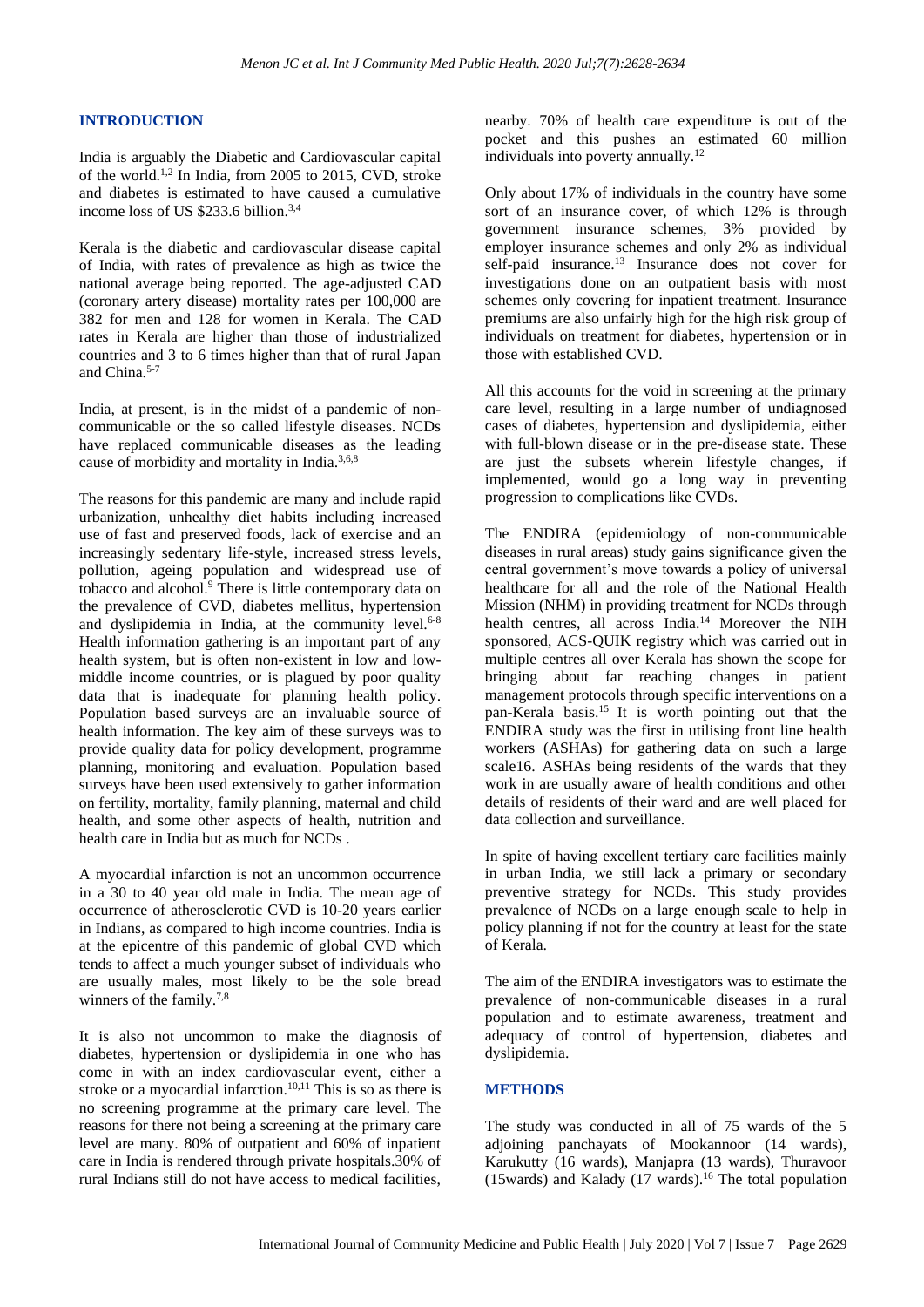## INTRODUCTION

India is arguably the Diabetic and Cardiovascular capital of the world.[1,2] In India, from 2005 to 2015, CVD, stroke and diabetes is estimated to have caused a cumulative income loss of US $233.6 billion.[3,4]

Kerala is the diabetic and cardiovascular disease capital of India, with rates of prevalence as high as twice the national average being reported. The age-adjusted CAD (coronary artery disease) mortality rates per 100,000 are 382 for men and 128 for women in Kerala. The CAD rates in Kerala are higher than those of industrialized countries and 3 to 6 times higher than that of rural Japan and China.[5-7]

India, at present, is in the midst of a pandemic of non-communicable or the so called lifestyle diseases. NCDs have replaced communicable diseases as the leading cause of morbidity and mortality in India.[3,6,8]

The reasons for this pandemic are many and include rapid urbanization, unhealthy diet habits including increased use of fast and preserved foods, lack of exercise and an increasingly sedentary life-style, increased stress levels, pollution, ageing population and widespread use of tobacco and alcohol.[9] There is little contemporary data on the prevalence of CVD, diabetes mellitus, hypertension and dyslipidemia in India, at the community level.[6-8] Health information gathering is an important part of any health system, but is often non-existent in low and low-middle income countries, or is plagued by poor quality data that is inadequate for planning health policy. Population based surveys are an invaluable source of health information. The key aim of these surveys was to provide quality data for policy development, programme planning, monitoring and evaluation. Population based surveys have been used extensively to gather information on fertility, mortality, family planning, maternal and child health, and some other aspects of health, nutrition and health care in India but as much for NCDs .

A myocardial infarction is not an uncommon occurrence in a 30 to 40 year old male in India. The mean age of occurrence of atherosclerotic CVD is 10-20 years earlier in Indians, as compared to high income countries. India is at the epicentre of this pandemic of global CVD which tends to affect a much younger subset of individuals who are usually males, most likely to be the sole bread winners of the family.[7,8]

It is also not uncommon to make the diagnosis of diabetes, hypertension or dyslipidemia in one who has come in with an index cardiovascular event, either a stroke or a myocardial infarction.[10,11] This is so as there is no screening programme at the primary care level. The reasons for there not being a screening at the primary care level are many. 80% of outpatient and 60% of inpatient care in India is rendered through private hospitals.30% of rural Indians still do not have access to medical facilities, nearby. 70% of health care expenditure is out of the pocket and this pushes an estimated 60 million individuals into poverty annually.[12]

Only about 17% of individuals in the country have some sort of an insurance cover, of which 12% is through government insurance schemes, 3% provided by employer insurance schemes and only 2% as individual self-paid insurance.[13] Insurance does not cover for investigations done on an outpatient basis with most schemes only covering for inpatient treatment. Insurance premiums are also unfairly high for the high risk group of individuals on treatment for diabetes, hypertension or in those with established CVD.

All this accounts for the void in screening at the primary care level, resulting in a large number of undiagnosed cases of diabetes, hypertension and dyslipidemia, either with full-blown disease or in the pre-disease state. These are just the subsets wherein lifestyle changes, if implemented, would go a long way in preventing progression to complications like CVDs.

The ENDIRA (epidemiology of non-communicable diseases in rural areas) study gains significance given the central government's move towards a policy of universal healthcare for all and the role of the National Health Mission (NHM) in providing treatment for NCDs through health centres, all across India.[14] Moreover the NIH sponsored, ACS-QUIK registry which was carried out in multiple centres all over Kerala has shown the scope for bringing about far reaching changes in patient management protocols through specific interventions on a pan-Kerala basis.[15] It is worth pointing out that the ENDIRA study was the first in utilising front line health workers (ASHAs) for gathering data on such a large scale16. ASHAs being residents of the wards that they work in are usually aware of health conditions and other details of residents of their ward and are well placed for data collection and surveillance.

In spite of having excellent tertiary care facilities mainly in urban India, we still lack a primary or secondary preventive strategy for NCDs. This study provides prevalence of NCDs on a large enough scale to help in policy planning if not for the country at least for the state of Kerala.

The aim of the ENDIRA investigators was to estimate the prevalence of non-communicable diseases in a rural population and to estimate awareness, treatment and adequacy of control of hypertension, diabetes and dyslipidemia.

## METHODS

The study was conducted in all of 75 wards of the 5 adjoining panchayats of Mookannoor (14 wards), Karukutty (16 wards), Manjapra (13 wards), Thuravoor (15wards) and Kalady (17 wards).[16] The total population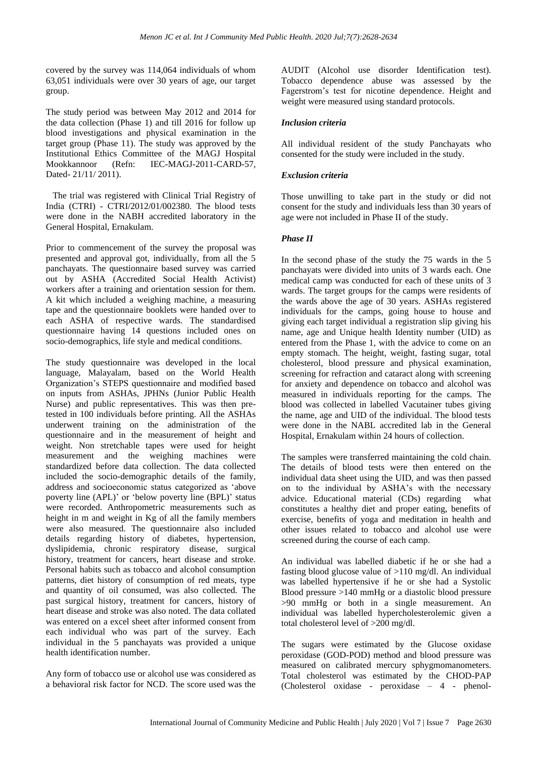covered by the survey was 114,064 individuals of whom 63,051 individuals were over 30 years of age, our target group.

The study period was between May 2012 and 2014 for the data collection (Phase 1) and till 2016 for follow up blood investigations and physical examination in the target group (Phase 11). The study was approved by the Institutional Ethics Committee of the MAGJ Hospital Mookkannoor (Refn: IEC-MAGJ-2011-CARD-57, Dated- 21/11/ 2011).

The trial was registered with Clinical Trial Registry of India (CTRI) - CTRI/2012/01/002380. The blood tests were done in the NABH accredited laboratory in the General Hospital, Ernakulam.

Prior to commencement of the survey the proposal was presented and approval got, individually, from all the 5 panchayats. The questionnaire based survey was carried out by ASHA (Accredited Social Health Activist) workers after a training and orientation session for them. A kit which included a weighing machine, a measuring tape and the questionnaire booklets were handed over to each ASHA of respective wards. The standardised questionnaire having 14 questions included ones on socio-demographics, life style and medical conditions.

The study questionnaire was developed in the local language, Malayalam, based on the World Health Organization's STEPS questionnaire and modified based on inputs from ASHAs, JPHNs (Junior Public Health Nurse) and public representatives. This was then pre-tested in 100 individuals before printing. All the ASHAs underwent training on the administration of the questionnaire and in the measurement of height and weight. Non stretchable tapes were used for height measurement and the weighing machines were standardized before data collection. The data collected included the socio-demographic details of the family, address and socioeconomic status categorized as 'above poverty line (APL)' or 'below poverty line (BPL)' status were recorded. Anthropometric measurements such as height in m and weight in Kg of all the family members were also measured. The questionnaire also included details regarding history of diabetes, hypertension, dyslipidemia, chronic respiratory disease, surgical history, treatment for cancers, heart disease and stroke. Personal habits such as tobacco and alcohol consumption patterns, diet history of consumption of red meats, type and quantity of oil consumed, was also collected. The past surgical history, treatment for cancers, history of heart disease and stroke was also noted. The data collated was entered on a excel sheet after informed consent from each individual who was part of the survey. Each individual in the 5 panchayats was provided a unique health identification number.

Any form of tobacco use or alcohol use was considered as a behavioral risk factor for NCD. The score used was the AUDIT (Alcohol use disorder Identification test). Tobacco dependence abuse was assessed by the Fagerstrom's test for nicotine dependence. Height and weight were measured using standard protocols.

### *Inclusion criteria*

All individual resident of the study Panchayats who consented for the study were included in the study.

### *Exclusion criteria*

Those unwilling to take part in the study or did not consent for the study and individuals less than 30 years of age were not included in Phase II of the study.

### *Phase II*

In the second phase of the study the 75 wards in the 5 panchayats were divided into units of 3 wards each. One medical camp was conducted for each of these units of 3 wards. The target groups for the camps were residents of the wards above the age of 30 years. ASHAs registered individuals for the camps, going house to house and giving each target individual a registration slip giving his name, age and Unique health Identity number (UID) as entered from the Phase 1, with the advice to come on an empty stomach. The height, weight, fasting sugar, total cholesterol, blood pressure and physical examination, screening for refraction and cataract along with screening for anxiety and dependence on tobacco and alcohol was measured in individuals reporting for the camps. The blood was collected in labelled Vacutainer tubes giving the name, age and UID of the individual. The blood tests were done in the NABL accredited lab in the General Hospital, Ernakulam within 24 hours of collection.

The samples were transferred maintaining the cold chain. The details of blood tests were then entered on the individual data sheet using the UID, and was then passed on to the individual by ASHA's with the necessary advice. Educational material (CDs) regarding what constitutes a healthy diet and proper eating, benefits of exercise, benefits of yoga and meditation in health and other issues related to tobacco and alcohol use were screened during the course of each camp.

An individual was labelled diabetic if he or she had a fasting blood glucose value of >110 mg/dl. An individual was labelled hypertensive if he or she had a Systolic Blood pressure >140 mmHg or a diastolic blood pressure >90 mmHg or both in a single measurement. An individual was labelled hypercholesterolemic given a total cholesterol level of >200 mg/dl.

The sugars were estimated by the Glucose oxidase peroxidase (GOD-POD) method and blood pressure was measured on calibrated mercury sphygmomanometers. Total cholesterol was estimated by the CHOD-PAP (Cholesterol oxidase - peroxidase – 4 - phenol-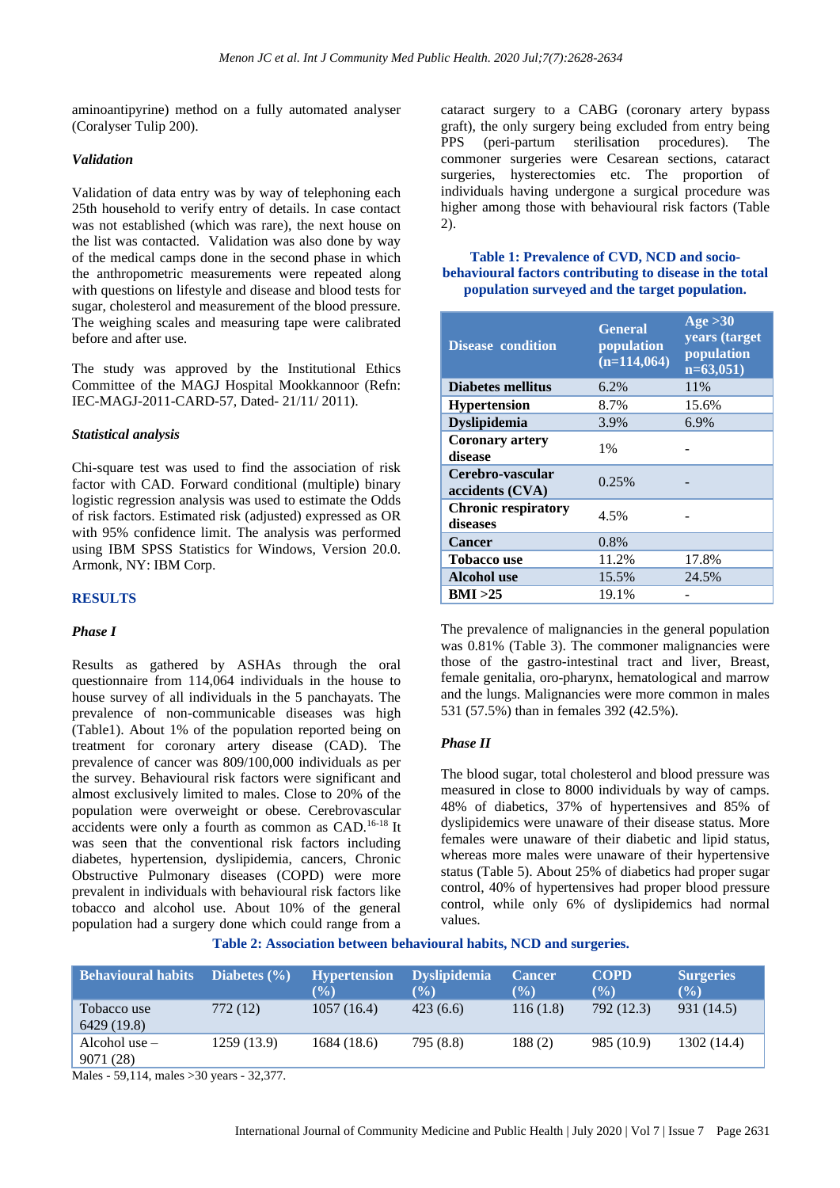aminoantipyrine) method on a fully automated analyser (Coralyser Tulip 200).

### *Validation*

Validation of data entry was by way of telephoning each 25th household to verify entry of details. In case contact was not established (which was rare), the next house on the list was contacted. Validation was also done by way of the medical camps done in the second phase in which the anthropometric measurements were repeated along with questions on lifestyle and disease and blood tests for sugar, cholesterol and measurement of the blood pressure. The weighing scales and measuring tape were calibrated before and after use.

The study was approved by the Institutional Ethics Committee of the MAGJ Hospital Mookkannoor (Refn: IEC-MAGJ-2011-CARD-57, Dated- 21/11/ 2011).

### *Statistical analysis*

Chi-square test was used to find the association of risk factor with CAD. Forward conditional (multiple) binary logistic regression analysis was used to estimate the Odds of risk factors. Estimated risk (adjusted) expressed as OR with 95% confidence limit. The analysis was performed using IBM SPSS Statistics for Windows, Version 20.0. Armonk, NY: IBM Corp.

## RESULTS

### *Phase I*

Results as gathered by ASHAs through the oral questionnaire from 114,064 individuals in the house to house survey of all individuals in the 5 panchayats. The prevalence of non-communicable diseases was high (Table1). About 1% of the population reported being on treatment for coronary artery disease (CAD). The prevalence of cancer was 809/100,000 individuals as per the survey. Behavioural risk factors were significant and almost exclusively limited to males. Close to 20% of the population were overweight or obese. Cerebrovascular accidents were only a fourth as common as CAD.[16-18] It was seen that the conventional risk factors including diabetes, hypertension, dyslipidemia, cancers, Chronic Obstructive Pulmonary diseases (COPD) were more prevalent in individuals with behavioural risk factors like tobacco and alcohol use. About 10% of the general population had a surgery done which could range from a cataract surgery to a CABG (coronary artery bypass graft), the only surgery being excluded from entry being PPS (peri-partum sterilisation procedures). The commoner surgeries were Cesarean sections, cataract surgeries, hysterectomies etc. The proportion of individuals having undergone a surgical procedure was higher among those with behavioural risk factors (Table 2).

**Table 1: Prevalence of CVD, NCD and socio-behavioural factors contributing to disease in the total population surveyed and the target population.**

| Disease condition | General population (n=114,064) | Age >30 years (target population n=63,051) |
|---|---|---|
| **Diabetes mellitus** | 6.2% | 11% |
| **Hypertension** | 8.7% | 15.6% |
| **Dyslipidemia** | 3.9% | 6.9% |
| **Coronary artery disease** | 1% | - |
| **Cerebro-vascular accidents (CVA)** | 0.25% | - |
| **Chronic respiratory diseases** | 4.5% | - |
| **Cancer** | 0.8% | |
| **Tobacco use** | 11.2% | 17.8% |
| **Alcohol use** | 15.5% | 24.5% |
| **BMI >25** | 19.1% | - |

The prevalence of malignancies in the general population was 0.81% (Table 3). The commoner malignancies were those of the gastro-intestinal tract and liver, Breast, female genitalia, oro-pharynx, hematological and marrow and the lungs. Malignancies were more common in males 531 (57.5%) than in females 392 (42.5%).

### *Phase II*

The blood sugar, total cholesterol and blood pressure was measured in close to 8000 individuals by way of camps. 48% of diabetics, 37% of hypertensives and 85% of dyslipidemics were unaware of their disease status. More females were unaware of their diabetic and lipid status, whereas more males were unaware of their hypertensive status (Table 5). About 25% of diabetics had proper sugar control, 40% of hypertensives had proper blood pressure control, while only 6% of dyslipidemics had normal values.

**Table 2: Association between behavioural habits, NCD and surgeries.**

| Behavioural habits | Diabetes (%) | Hypertension (%) | Dyslipidemia (%) | Cancer (%) | COPD (%) | Surgeries (%) |
|---|---|---|---|---|---|---|
| Tobacco use 6429 (19.8) | 772 (12) | 1057 (16.4) | 423 (6.6) | 116 (1.8) | 792 (12.3) | 931 (14.5) |
| Alcohol use – 9071 (28) | 1259 (13.9) | 1684 (18.6) | 795 (8.8) | 188 (2) | 985 (10.9) | 1302 (14.4) |

Males - 59,114, males >30 years - 32,377.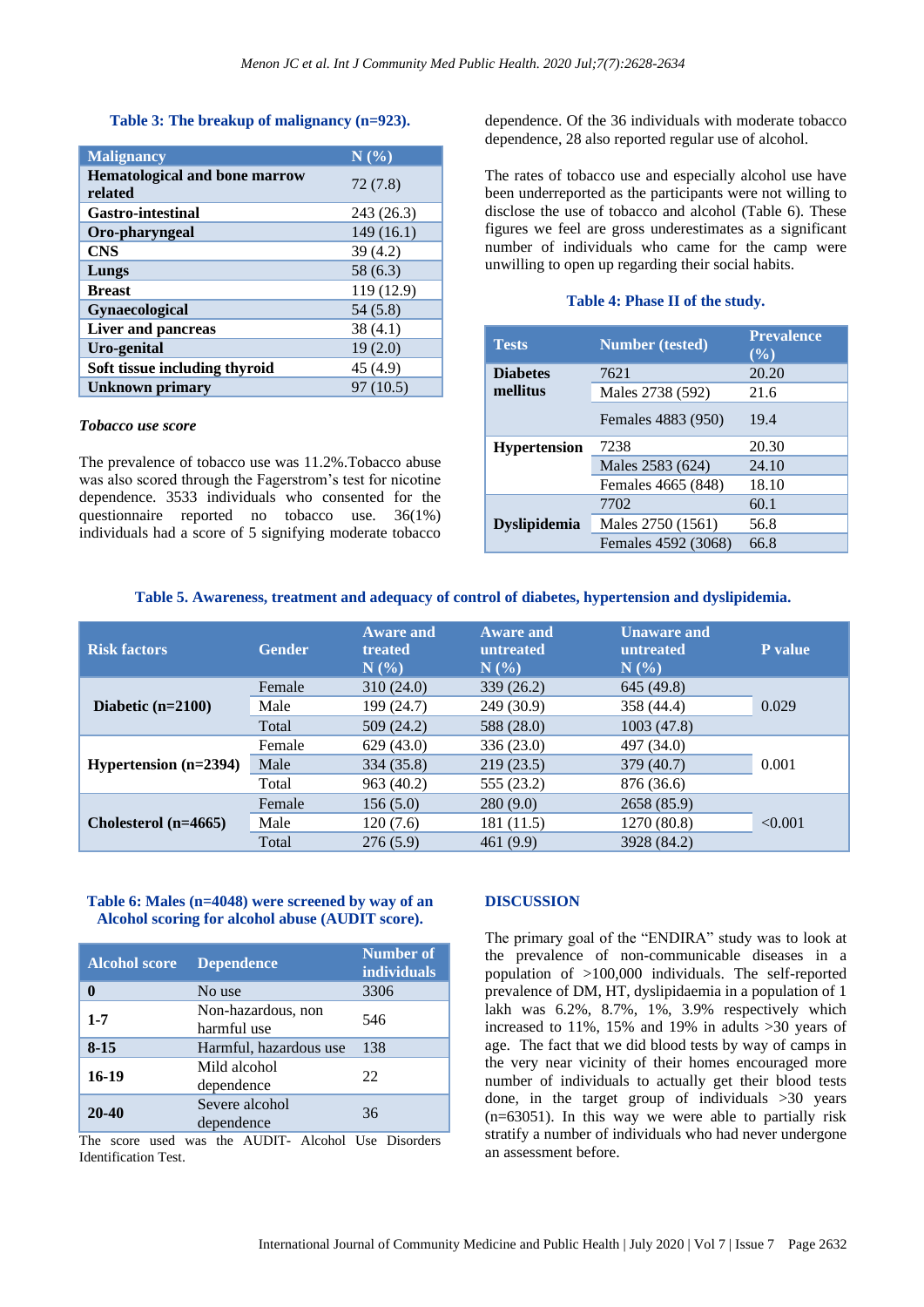**Table 3: The breakup of malignancy (n=923).**

| Malignancy | N (%) |
|---|---|
| **Hematological and bone marrow related** | 72 (7.8) |
| **Gastro-intestinal** | 243 (26.3) |
| **Oro-pharyngeal** | 149 (16.1) |
| **CNS** | 39 (4.2) |
| **Lungs** | 58 (6.3) |
| **Breast** | 119 (12.9) |
| **Gynaecological** | 54 (5.8) |
| **Liver and pancreas** | 38 (4.1) |
| **Uro-genital** | 19 (2.0) |
| **Soft tissue including thyroid** | 45 (4.9) |
| **Unknown primary** | 97 (10.5) |

***Tobacco use score***

The prevalence of tobacco use was 11.2%.Tobacco abuse was also scored through the Fagerstrom's test for nicotine dependence. 3533 individuals who consented for the questionnaire reported no tobacco use. 36(1%) individuals had a score of 5 signifying moderate tobacco dependence. Of the 36 individuals with moderate tobacco dependence, 28 also reported regular use of alcohol.

The rates of tobacco use and especially alcohol use have been underreported as the participants were not willing to disclose the use of tobacco and alcohol (Table 6). These figures we feel are gross underestimates as a significant number of individuals who came for the camp were unwilling to open up regarding their social habits.

**Table 4: Phase II of the study.**

| Tests | Number (tested) | Prevalence (%) |
|---|---|---|
| **Diabetes mellitus** | 7621 | 20.20 |
| | Males 2738 (592) | 21.6 |
| | Females 4883 (950) | 19.4 |
| **Hypertension** | 7238 | 20.30 |
| | Males 2583 (624) | 24.10 |
| | Females 4665 (848) | 18.10 |
| **Dyslipidemia** | 7702 | 60.1 |
| | Males 2750 (1561) | 56.8 |
| | Females 4592 (3068) | 66.8 |

**Table 5. Awareness, treatment and adequacy of control of diabetes, hypertension and dyslipidemia.**

| Risk factors | Gender | Aware and treated N (%) | Aware and untreated N (%) | Unaware and untreated N (%) | P value |
|---|---|---|---|---|---|
| **Diabetic (n=2100)** | Female | 310 (24.0) | 339 (26.2) | 645 (49.8) | 0.029 |
| | Male | 199 (24.7) | 249 (30.9) | 358 (44.4) | |
| | Total | 509 (24.2) | 588 (28.0) | 1003 (47.8) | |
| **Hypertension (n=2394)** | Female | 629 (43.0) | 336 (23.0) | 497 (34.0) | 0.001 |
| | Male | 334 (35.8) | 219 (23.5) | 379 (40.7) | |
| | Total | 963 (40.2) | 555 (23.2) | 876 (36.6) | |
| **Cholesterol (n=4665)** | Female | 156 (5.0) | 280 (9.0) | 2658 (85.9) | <0.001 |
| | Male | 120 (7.6) | 181 (11.5) | 1270 (80.8) | |
| | Total | 276 (5.9) | 461 (9.9) | 3928 (84.2) | |

**Table 6: Males (n=4048) were screened by way of an Alcohol scoring for alcohol abuse (AUDIT score).**

| Alcohol score | Dependence | Number of individuals |
|---|---|---|
| **0** | No use | 3306 |
| **1-7** | Non-hazardous, non harmful use | 546 |
| **8-15** | Harmful, hazardous use | 138 |
| **16-19** | Mild alcohol dependence | 22 |
| **20-40** | Severe alcohol dependence | 36 |

The score used was the AUDIT- Alcohol Use Disorders Identification Test.

## DISCUSSION

The primary goal of the "ENDIRA" study was to look at the prevalence of non-communicable diseases in a population of >100,000 individuals. The self-reported prevalence of DM, HT, dyslipidaemia in a population of 1 lakh was 6.2%, 8.7%, 1%, 3.9% respectively which increased to 11%, 15% and 19% in adults >30 years of age. The fact that we did blood tests by way of camps in the very near vicinity of their homes encouraged more number of individuals to actually get their blood tests done, in the target group of individuals >30 years (n=63051). In this way we were able to partially risk stratify a number of individuals who had never undergone an assessment before.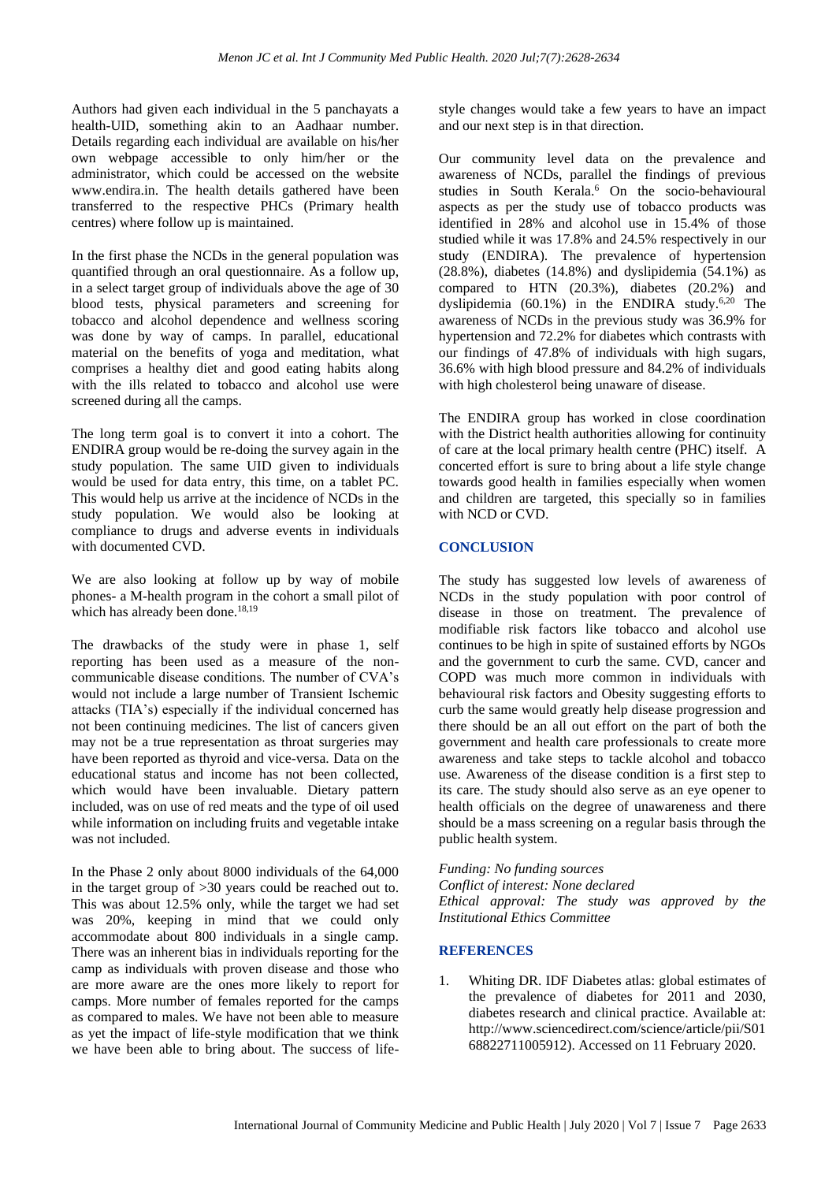Authors had given each individual in the 5 panchayats a health-UID, something akin to an Aadhaar number. Details regarding each individual are available on his/her own webpage accessible to only him/her or the administrator, which could be accessed on the website www.endira.in. The health details gathered have been transferred to the respective PHCs (Primary health centres) where follow up is maintained.

In the first phase the NCDs in the general population was quantified through an oral questionnaire. As a follow up, in a select target group of individuals above the age of 30 blood tests, physical parameters and screening for tobacco and alcohol dependence and wellness scoring was done by way of camps. In parallel, educational material on the benefits of yoga and meditation, what comprises a healthy diet and good eating habits along with the ills related to tobacco and alcohol use were screened during all the camps.

The long term goal is to convert it into a cohort. The ENDIRA group would be re-doing the survey again in the study population. The same UID given to individuals would be used for data entry, this time, on a tablet PC. This would help us arrive at the incidence of NCDs in the study population. We would also be looking at compliance to drugs and adverse events in individuals with documented CVD.

We are also looking at follow up by way of mobile phones- a M-health program in the cohort a small pilot of which has already been done.[18,19]

The drawbacks of the study were in phase 1, self reporting has been used as a measure of the non-communicable disease conditions. The number of CVA's would not include a large number of Transient Ischemic attacks (TIA's) especially if the individual concerned has not been continuing medicines. The list of cancers given may not be a true representation as throat surgeries may have been reported as thyroid and vice-versa. Data on the educational status and income has not been collected, which would have been invaluable. Dietary pattern included, was on use of red meats and the type of oil used while information on including fruits and vegetable intake was not included.

In the Phase 2 only about 8000 individuals of the 64,000 in the target group of >30 years could be reached out to. This was about 12.5% only, while the target we had set was 20%, keeping in mind that we could only accommodate about 800 individuals in a single camp. There was an inherent bias in individuals reporting for the camp as individuals with proven disease and those who are more aware are the ones more likely to report for camps. More number of females reported for the camps as compared to males. We have not been able to measure as yet the impact of life-style modification that we think we have been able to bring about. The success of life-style changes would take a few years to have an impact and our next step is in that direction.

Our community level data on the prevalence and awareness of NCDs, parallel the findings of previous studies in South Kerala.[6] On the socio-behavioural aspects as per the study use of tobacco products was identified in 28% and alcohol use in 15.4% of those studied while it was 17.8% and 24.5% respectively in our study (ENDIRA). The prevalence of hypertension (28.8%), diabetes (14.8%) and dyslipidemia (54.1%) as compared to HTN (20.3%), diabetes (20.2%) and dyslipidemia (60.1%) in the ENDIRA study.[6,20] The awareness of NCDs in the previous study was 36.9% for hypertension and 72.2% for diabetes which contrasts with our findings of 47.8% of individuals with high sugars, 36.6% with high blood pressure and 84.2% of individuals with high cholesterol being unaware of disease.

The ENDIRA group has worked in close coordination with the District health authorities allowing for continuity of care at the local primary health centre (PHC) itself. A concerted effort is sure to bring about a life style change towards good health in families especially when women and children are targeted, this specially so in families with NCD or CVD.

## CONCLUSION

The study has suggested low levels of awareness of NCDs in the study population with poor control of disease in those on treatment. The prevalence of modifiable risk factors like tobacco and alcohol use continues to be high in spite of sustained efforts by NGOs and the government to curb the same. CVD, cancer and COPD was much more common in individuals with behavioural risk factors and Obesity suggesting efforts to curb the same would greatly help disease progression and there should be an all out effort on the part of both the government and health care professionals to create more awareness and take steps to tackle alcohol and tobacco use. Awareness of the disease condition is a first step to its care. The study should also serve as an eye opener to health officials on the degree of unawareness and there should be a mass screening on a regular basis through the public health system.

*Funding: No funding sources*
*Conflict of interest: None declared*
*Ethical approval: The study was approved by the Institutional Ethics Committee*

## REFERENCES

1. Whiting DR. IDF Diabetes atlas: global estimates of the prevalence of diabetes for 2011 and 2030, diabetes research and clinical practice. Available at: http://www.sciencedirect.com/science/article/pii/S0168822711005912). Accessed on 11 February 2020.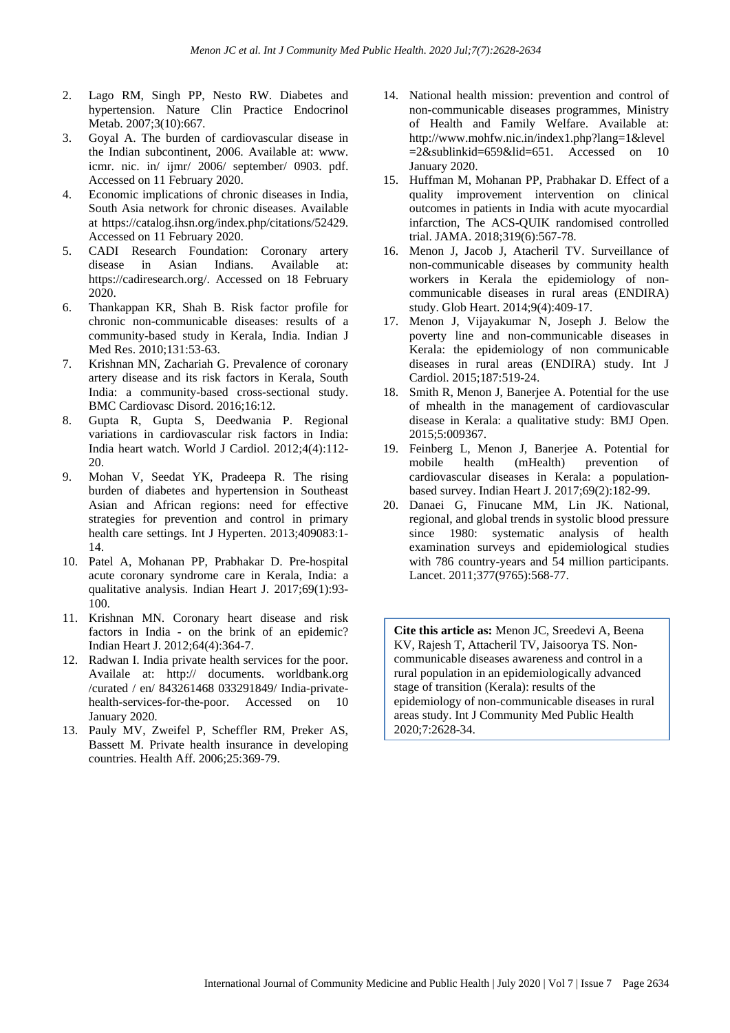2. Lago RM, Singh PP, Nesto RW. Diabetes and hypertension. Nature Clin Practice Endocrinol Metab. 2007;3(10):667.
3. Goyal A. The burden of cardiovascular disease in the Indian subcontinent, 2006. Available at: www. icmr. nic. in/ ijmr/ 2006/ september/ 0903. pdf. Accessed on 11 February 2020.
4. Economic implications of chronic diseases in India, South Asia network for chronic diseases. Available at https://catalog.ihsn.org/index.php/citations/52429. Accessed on 11 February 2020.
5. CADI Research Foundation: Coronary artery disease in Asian Indians. Available at: https://cadiresearch.org/. Accessed on 18 February 2020.
6. Thankappan KR, Shah B. Risk factor profile for chronic non-communicable diseases: results of a community-based study in Kerala, India. Indian J Med Res. 2010;131:53-63.
7. Krishnan MN, Zachariah G. Prevalence of coronary artery disease and its risk factors in Kerala, South India: a community-based cross-sectional study. BMC Cardiovasc Disord. 2016;16:12.
8. Gupta R, Gupta S, Deedwania P. Regional variations in cardiovascular risk factors in India: India heart watch. World J Cardiol. 2012;4(4):112-20.
9. Mohan V, Seedat YK, Pradeepa R. The rising burden of diabetes and hypertension in Southeast Asian and African regions: need for effective strategies for prevention and control in primary health care settings. Int J Hyperten. 2013;409083:1-14.
10. Patel A, Mohanan PP, Prabhakar D. Pre-hospital acute coronary syndrome care in Kerala, India: a qualitative analysis. Indian Heart J. 2017;69(1):93-100.
11. Krishnan MN. Coronary heart disease and risk factors in India - on the brink of an epidemic? Indian Heart J. 2012;64(4):364-7.
12. Radwan I. India private health services for the poor. Availale at: http:// documents. worldbank.org /curated / en/ 843261468 033291849/ India-private-health-services-for-the-poor. Accessed on 10 January 2020.
13. Pauly MV, Zweifel P, Scheffler RM, Preker AS, Bassett M. Private health insurance in developing countries. Health Aff. 2006;25:369-79.
14. National health mission: prevention and control of non-communicable diseases programmes, Ministry of Health and Family Welfare. Available at: http://www.mohfw.nic.in/index1.php?lang=1&level=2&sublinkid=659&lid=651. Accessed on 10 January 2020.
15. Huffman M, Mohanan PP, Prabhakar D. Effect of a quality improvement intervention on clinical outcomes in patients in India with acute myocardial infarction, The ACS-QUIK randomised controlled trial. JAMA. 2018;319(6):567-78.
16. Menon J, Jacob J, Atacheril TV. Surveillance of non-communicable diseases by community health workers in Kerala the epidemiology of non-communicable diseases in rural areas (ENDIRA) study. Glob Heart. 2014;9(4):409-17.
17. Menon J, Vijayakumar N, Joseph J. Below the poverty line and non-communicable diseases in Kerala: the epidemiology of non communicable diseases in rural areas (ENDIRA) study. Int J Cardiol. 2015;187:519-24.
18. Smith R, Menon J, Banerjee A. Potential for the use of mhealth in the management of cardiovascular disease in Kerala: a qualitative study: BMJ Open. 2015;5:009367.
19. Feinberg L, Menon J, Banerjee A. Potential for mobile health (mHealth) prevention of cardiovascular diseases in Kerala: a population-based survey. Indian Heart J. 2017;69(2):182-99.
20. Danaei G, Finucane MM, Lin JK. National, regional, and global trends in systolic blood pressure since 1980: systematic analysis of health examination surveys and epidemiological studies with 786 country-years and 54 million participants. Lancet. 2011;377(9765):568-77.

**Cite this article as:** Menon JC, Sreedevi A, Beena KV, Rajesh T, Attacheril TV, Jaisoorya TS. Non-communicable diseases awareness and control in a rural population in an epidemiologically advanced stage of transition (Kerala): results of the epidemiology of non-communicable diseases in rural areas study. Int J Community Med Public Health 2020;7:2628-34.